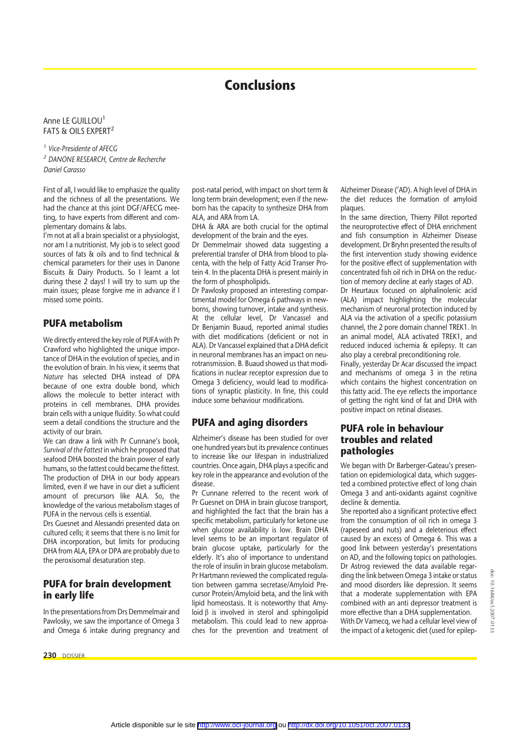# Conclusions

Anne LE GUILLOU[1]
FATS & OILS EXPERT[2]

[1] *Vice-Presidente of AFECG*
[2] *DANONE RESEARCH, Centre de Recherche Daniel Carasso*

First of all, I would like to emphasize the quality and the richness of all the presentations. We had the chance at this joint DGF/AFECG meeting, to have experts from different and complementary domains & labs.

I'm not at all a brain specialist or a physiologist, nor am I a nutritionist. My job is to select good sources of fats & oils and to find technical & chemical parameters for their uses in Danone Biscuits & Dairy Products. So I learnt a lot during these 2 days! I will try to sum up the main issues; please forgive me in advance if I missed some points.

## PUFA metabolism

We directly entered the key role of PUFA with Pr Crawford who highlighted the unique importance of DHA in the evolution of species, and in the evolution of brain. In his view, it seems that *Nature* has selected DHA instead of DPA because of one extra double bond, which allows the molecule to better interact with proteins in cell membranes. DHA provides brain cells with a unique fluidity. So what could seem a detail conditions the structure and the activity of our brain.

We can draw a link with Pr Cunnane's book, *Survival of the Fattest* in which he proposed that seafood DHA boosted the brain power of early humans, so the fattest could became the fittest. The production of DHA in our body appears limited, even if we have in our diet a sufficient amount of precursors like ALA. So, the knowledge of the various metabolism stages of PUFA in the nervous cells is essential.

Drs Guesnet and Alessandri presented data on cultured cells; it seems that there is no limit for DHA incorporation, but limits for producing DHA from ALA, EPA or DPA are probably due to the peroxisomal desaturation step.

## PUFA for brain development in early life

In the presentations from Drs Demmelmair and Pawlosky, we saw the importance of Omega 3 and Omega 6 intake during pregnancy and post-natal period, with impact on short term & long term brain development; even if the newborn has the capacity to synthesize DHA from ALA, and ARA from LA.

DHA & ARA are both crucial for the optimal development of the brain and the eyes.

Dr Demmelmair showed data suggesting a preferential transfer of DHA from blood to placenta, with the help of Fatty Acid Transer Protein 4. In the placenta DHA is present mainly in the form of phospholipids.

Dr Pawlosky proposed an interesting compartimental model for Omega 6 pathways in newborns, showing turnover, intake and synthesis.

At the cellular level, Dr Vancassel and Dr Benjamin Buaud, reported animal studies with diet modifications (deficient or not in ALA). Dr Vancassel explained that a DHA deficit in neuronal membranes has an impact on neurotransmission. B. Buaud showed us that modifications in nuclear receptor expression due to Omega 3 deficiency, would lead to modifications of synaptic plasticity. In fine, this could induce some behaviour modifications.

## PUFA and aging disorders

Alzheimer's disease has been studied for over one hundred years but its prevalence continues to increase like our lifespan in industrialized countries. Once again, DHA plays a specific and key role in the appearance and evolution of the disease.

Pr Cunnane referred to the recent work of Pr Guesnet on DHA in brain glucose transport, and highlighted the fact that the brain has a specific metabolism, particularly for ketone use when glucose availability is low. Brain DHA level seems to be an important regulator of brain glucose uptake, particularly for the elderly. It's also of importance to understand the role of insulin in brain glucose metabolism.

Pr Hartmann reviewed the complicated regulation between gamma secretase/Amyloid Precursor Protein/Amyloid beta, and the link with lipid homeostasis. It is noteworthy that Amyloid β is involved in sterol and sphingolipid metabolism. This could lead to new approaches for the prevention and treatment of Alzheimer Disease ('AD). A high level of DHA in the diet reduces the formation of amyloid plaques.

In the same direction, Thierry Pillot reported the neuroprotective effect of DHA enrichment and fish consumption in Alzheimer Disease development. Dr Bryhn presented the results of the first intervention study showing evidence for the positive effect of supplementation with concentrated fish oil rich in DHA on the reduction of memory decline at early stages of AD.

Dr Heurtaux focused on alphalinolenic acid (ALA) impact highlighting the molecular mechanism of neuronal protection induced by ALA via the activation of a specific potassium channel, the 2 pore domain channel TREK1. In an animal model, ALA activated TREK1, and reduced induced ischemia & epilepsy. It can also play a cerebral preconditioning role.

Finally, yesterday Dr Acar discussed the impact and mechanisms of omega 3 in the retina which contains the highest concentration on this fatty acid. The eye reflects the importance of getting the right kind of fat and DHA with positive impact on retinal diseases.

## PUFA role in behaviour troubles and related pathologies

We began with Dr Barberger-Gateau's presentation on epidemiological data, which suggested a combined protective effect of long chain Omega 3 and anti-oxidants against cognitive decline & dementia.

She reported also a significant protective effect from the consumption of oil rich in omega 3 (rapeseed and nuts) and a deleterious effect caused by an excess of Omega 6. This was a good link between yesterday's presentations on AD, and the following topics on pathologies.

Dr Astrog reviewed the data available regarding the link between Omega 3 intake or status and mood disorders like depression. It seems that a moderate supplementation with EPA combined with an anti depressor treatment is more effective than a DHA supplementation.

With Dr Vamecq, we had a cellular level view of the impact of a ketogenic diet (used for epilep-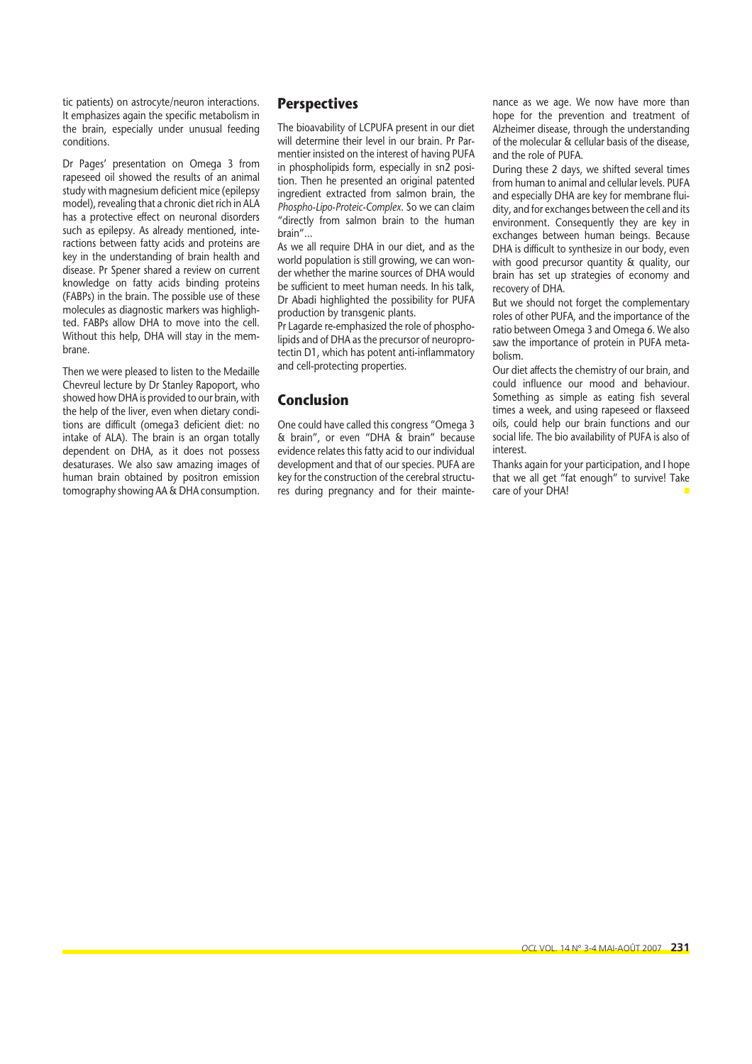tic patients) on astrocyte/neuron interactions. It emphasizes again the specific metabolism in the brain, especially under unusual feeding conditions.

Dr Pages' presentation on Omega 3 from rapeseed oil showed the results of an animal study with magnesium deficient mice (epilepsy model), revealing that a chronic diet rich in ALA has a protective effect on neuronal disorders such as epilepsy. As already mentioned, interactions between fatty acids and proteins are key in the understanding of brain health and disease. Pr Spener shared a review on current knowledge on fatty acids binding proteins (FABPs) in the brain. The possible use of these molecules as diagnostic markers was highlighted. FABPs allow DHA to move into the cell. Without this help, DHA will stay in the membrane.

Then we were pleased to listen to the Medaille Chevreul lecture by Dr Stanley Rapoport, who showed how DHA is provided to our brain, with the help of the liver, even when dietary conditions are difficult (omega3 deficient diet: no intake of ALA). The brain is an organ totally dependent on DHA, as it does not possess desaturases. We also saw amazing images of human brain obtained by positron emission tomography showing AA & DHA consumption.

## Perspectives

The bioavability of LCPUFA present in our diet will determine their level in our brain. Pr Parmentier insisted on the interest of having PUFA in phospholipids form, especially in sn2 position. Then he presented an original patented ingredient extracted from salmon brain, the *Phospho-Lipo-Proteic-Complex*. So we can claim "directly from salmon brain to the human brain"...

As we all require DHA in our diet, and as the world population is still growing, we can wonder whether the marine sources of DHA would be sufficient to meet human needs. In his talk, Dr Abadi highlighted the possibility for PUFA production by transgenic plants.

Pr Lagarde re-emphasized the role of phospholipids and of DHA as the precursor of neuroprotectin D1, which has potent anti-inflammatory and cell-protecting properties.

## Conclusion

One could have called this congress "Omega 3 & brain", or even "DHA & brain" because evidence relates this fatty acid to our individual development and that of our species. PUFA are key for the construction of the cerebral structures during pregnancy and for their maintenance as we age. We now have more than hope for the prevention and treatment of Alzheimer disease, through the understanding of the molecular & cellular basis of the disease, and the role of PUFA.

During these 2 days, we shifted several times from human to animal and cellular levels. PUFA and especially DHA are key for membrane fluidity, and for exchanges between the cell and its environment. Consequently they are key in exchanges between human beings. Because DHA is difficult to synthesize in our body, even with good precursor quantity & quality, our brain has set up strategies of economy and recovery of DHA.

But we should not forget the complementary roles of other PUFA, and the importance of the ratio between Omega 3 and Omega 6. We also saw the importance of protein in PUFA metabolism.

Our diet affects the chemistry of our brain, and could influence our mood and behaviour. Something as simple as eating fish several times a week, and using rapeseed or flaxseed oils, could help our brain functions and our social life. The bio availability of PUFA is also of interest.

Thanks again for your participation, and I hope that we all get "fat enough" to survive! Take care of your DHA!